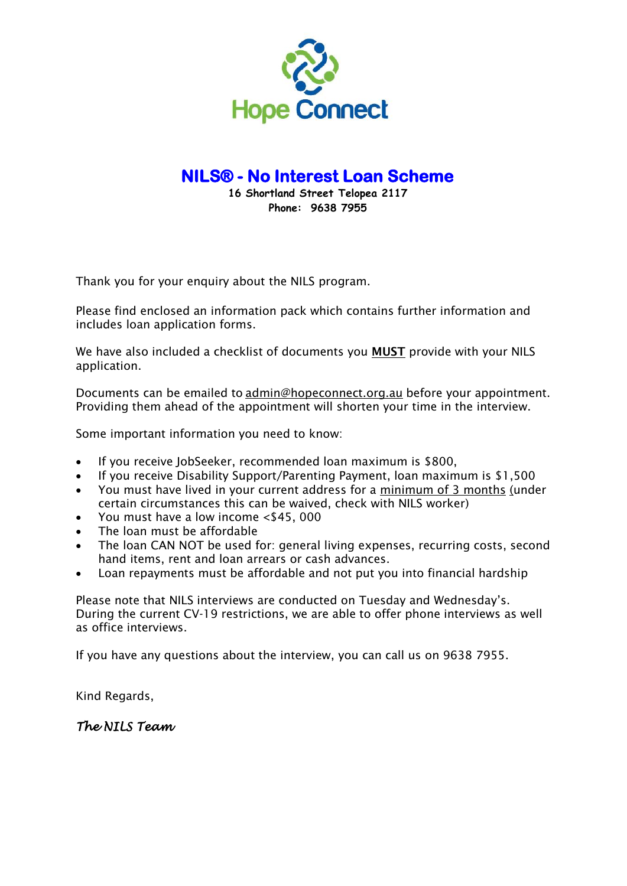Hope Connect

# NILS® - No Interest Loan Scheme

**16 Shortland Street Telopea 2117**
**Phone: 9638 7955**

Thank you for your enquiry about the NILS program.

Please find enclosed an information pack which contains further information and includes loan application forms.

We have also included a checklist of documents you **MUST** provide with your NILS application.

Documents can be emailed to admin@hopeconnect.org.au before your appointment. Providing them ahead of the appointment will shorten your time in the interview.

Some important information you need to know:

- If you receive JobSeeker, recommended loan maximum is $800,
- If you receive Disability Support/Parenting Payment, loan maximum is $1,500
- You must have lived in your current address for a minimum of 3 months (under certain circumstances this can be waived, check with NILS worker)
- You must have a low income <$45, 000
- The loan must be affordable
- The loan CAN NOT be used for: general living expenses, recurring costs, second hand items, rent and loan arrears or cash advances.
- Loan repayments must be affordable and not put you into financial hardship

Please note that NILS interviews are conducted on Tuesday and Wednesday's. During the current CV-19 restrictions, we are able to offer phone interviews as well as office interviews.

If you have any questions about the interview, you can call us on 9638 7955.

Kind Regards,

*The NILS Team*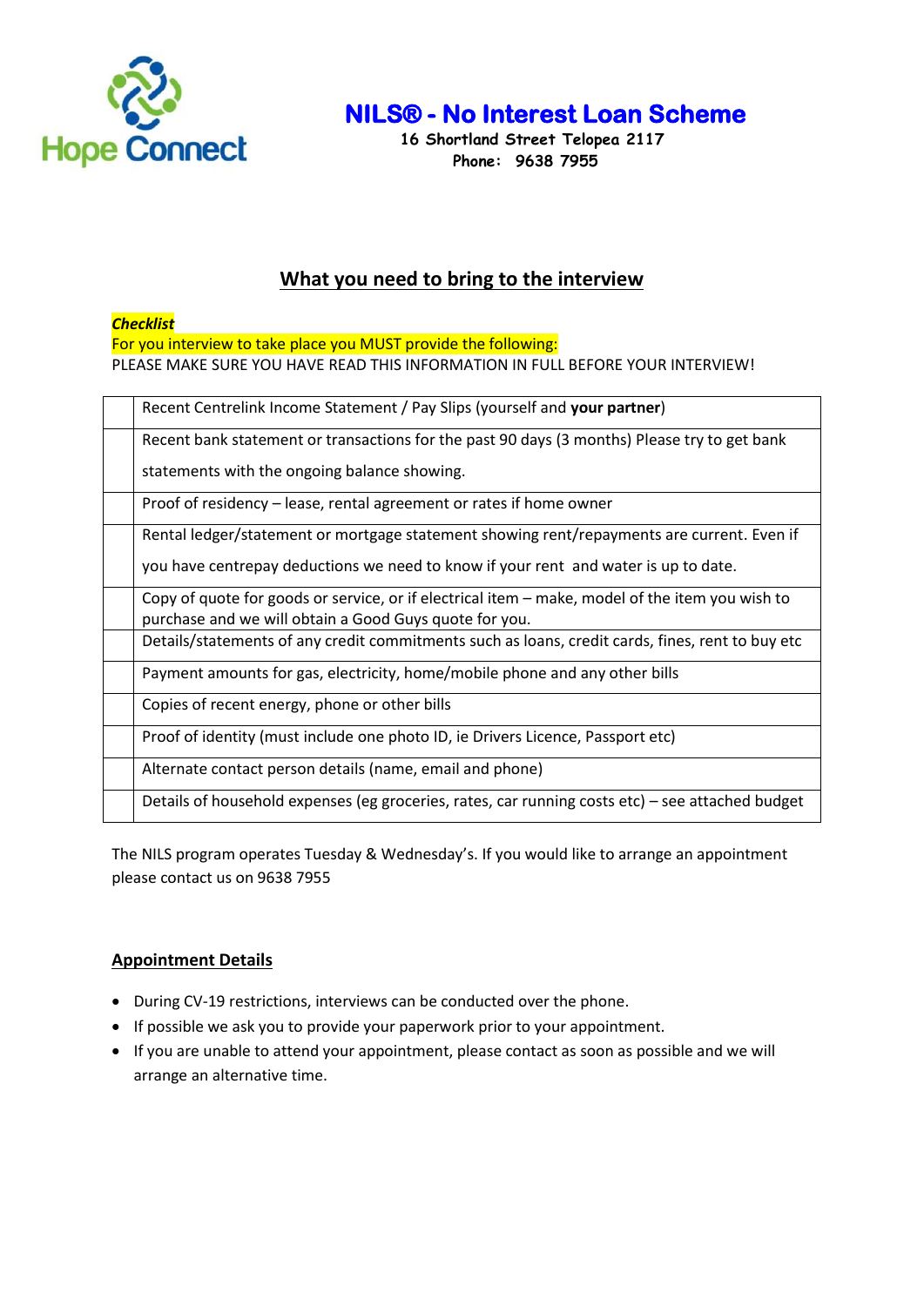Hope Connect

# NILS® - No Interest Loan Scheme

**16 Shortland Street Telopea 2117**
**Phone: 9638 7955**

## What you need to bring to the interview

***Checklist***
For you interview to take place you MUST provide the following:
PLEASE MAKE SURE YOU HAVE READ THIS INFORMATION IN FULL BEFORE YOUR INTERVIEW!

| | |
|---|---|
| | Recent Centrelink Income Statement / Pay Slips (yourself and **your partner**) |
| | Recent bank statement or transactions for the past 90 days (3 months) Please try to get bank statements with the ongoing balance showing. |
| | Proof of residency – lease, rental agreement or rates if home owner |
| | Rental ledger/statement or mortgage statement showing rent/repayments are current. Even if you have centrepay deductions we need to know if your rent and water is up to date. |
| | Copy of quote for goods or service, or if electrical item – make, model of the item you wish to purchase and we will obtain a Good Guys quote for you. |
| | Details/statements of any credit commitments such as loans, credit cards, fines, rent to buy etc |
| | Payment amounts for gas, electricity, home/mobile phone and any other bills |
| | Copies of recent energy, phone or other bills |
| | Proof of identity (must include one photo ID, ie Drivers Licence, Passport etc) |
| | Alternate contact person details (name, email and phone) |
| | Details of household expenses (eg groceries, rates, car running costs etc) – see attached budget |

The NILS program operates Tuesday & Wednesday's. If you would like to arrange an appointment please contact us on 9638 7955

## Appointment Details

- During CV-19 restrictions, interviews can be conducted over the phone.
- If possible we ask you to provide your paperwork prior to your appointment.
- If you are unable to attend your appointment, please contact as soon as possible and we will arrange an alternative time.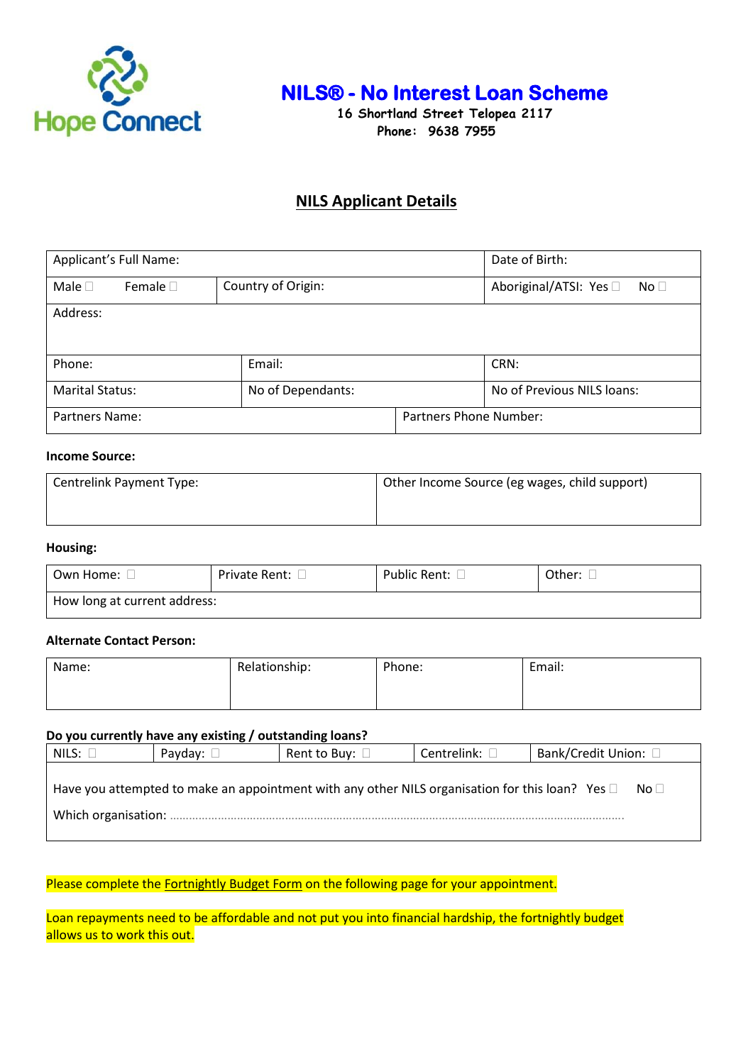Hope Connect

# NILS® - No Interest Loan Scheme

**16 Shortland Street Telopea 2117**
**Phone: 9638 7955**

## NILS Applicant Details

| Applicant's Full Name: | | | Date of Birth: |
|---|---|---|---|
| Male ☐ Female ☐ | Country of Origin: | | Aboriginal/ATSI: Yes ☐ No ☐ |
| Address: | | | |
| Phone: | Email: | | CRN: |
| Marital Status: | No of Dependants: | | No of Previous NILS loans: |
| Partners Name: | | Partners Phone Number: | |

**Income Source:**

| Centrelink Payment Type: | Other Income Source (eg wages, child support) |
|---|---|

**Housing:**

| Own Home: ☐ | Private Rent: ☐ | Public Rent: ☐ | Other: ☐ |
|---|---|---|---|
| How long at current address: | | | |

**Alternate Contact Person:**

| Name: | Relationship: | Phone: | Email: |
|---|---|---|---|

**Do you currently have any existing / outstanding loans?**

| NILS: ☐ | Payday: ☐ | Rent to Buy: ☐ | Centrelink: ☐ | Bank/Credit Union: ☐ |
|---|---|---|---|---|
| Have you attempted to make an appointment with any other NILS organisation for this loan? Yes ☐ No ☐ | | | | |
| Which organisation: ………………………………………………………………………………………………………… | | | | |

Please complete the Fortnightly Budget Form on the following page for your appointment.

Loan repayments need to be affordable and not put you into financial hardship, the fortnightly budget allows us to work this out.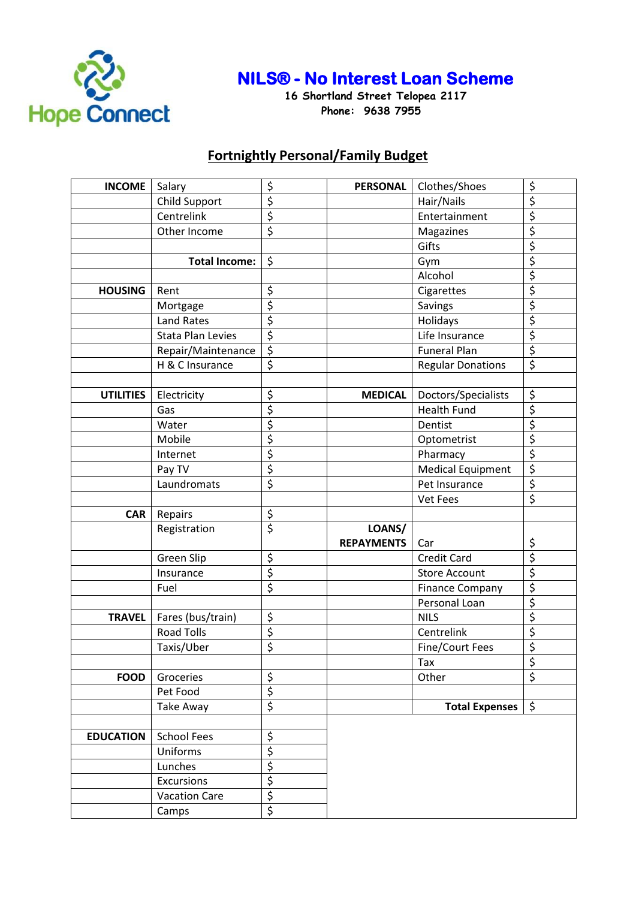Hope Connect

# NILS® - No Interest Loan Scheme

**16 Shortland Street Telopea 2117**
**Phone: 9638 7955**

## Fortnightly Personal/Family Budget

| | | | | | |
|---|---|---|---|---|---|
| **INCOME** | Salary | $ | **PERSONAL** | Clothes/Shoes | $ |
| | Child Support | $ | | Hair/Nails | $ |
| | Centrelink | $ | | Entertainment | $ |
| | Other Income | $ | | Magazines | $ |
| | | | | Gifts | $ |
| | **Total Income:** | $ | | Gym | $ |
| | | | | Alcohol | $ |
| **HOUSING** | Rent | $ | | Cigarettes | $ |
| | Mortgage | $ | | Savings | $ |
| | Land Rates | $ | | Holidays | $ |
| | Stata Plan Levies | $ | | Life Insurance | $ |
| | Repair/Maintenance | $ | | Funeral Plan | $ |
| | H & C Insurance | $ | | Regular Donations | $ |
| | | | | | |
| **UTILITIES** | Electricity | $ | **MEDICAL** | Doctors/Specialists | $ |
| | Gas | $ | | Health Fund | $ |
| | Water | $ | | Dentist | $ |
| | Mobile | $ | | Optometrist | $ |
| | Internet | $ | | Pharmacy | $ |
| | Pay TV | $ | | Medical Equipment | $ |
| | Laundromats | $ | | Pet Insurance | $ |
| | | | | Vet Fees | $ |
| **CAR** | Repairs | $ | | | |
| | Registration | $ | **LOANS/ REPAYMENTS** | Car | $ |
| | Green Slip | $ | | Credit Card | $ |
| | Insurance | $ | | Store Account | $ |
| | Fuel | $ | | Finance Company | $ |
| | | | | Personal Loan | $ |
| **TRAVEL** | Fares (bus/train) | $ | | NILS | $ |
| | Road Tolls | $ | | Centrelink | $ |
| | Taxis/Uber | $ | | Fine/Court Fees | $ |
| | | | | Tax | $ |
| **FOOD** | Groceries | $ | | Other | $ |
| | Pet Food | $ | | | |
| | Take Away | $ | | **Total Expenses** | $ |
| | | | | | |
| **EDUCATION** | School Fees | $ | | | |
| | Uniforms | $ | | | |
| | Lunches | $ | | | |
| | Excursions | $ | | | |
| | Vacation Care | $ | | | |
| | Camps | $ | | | |